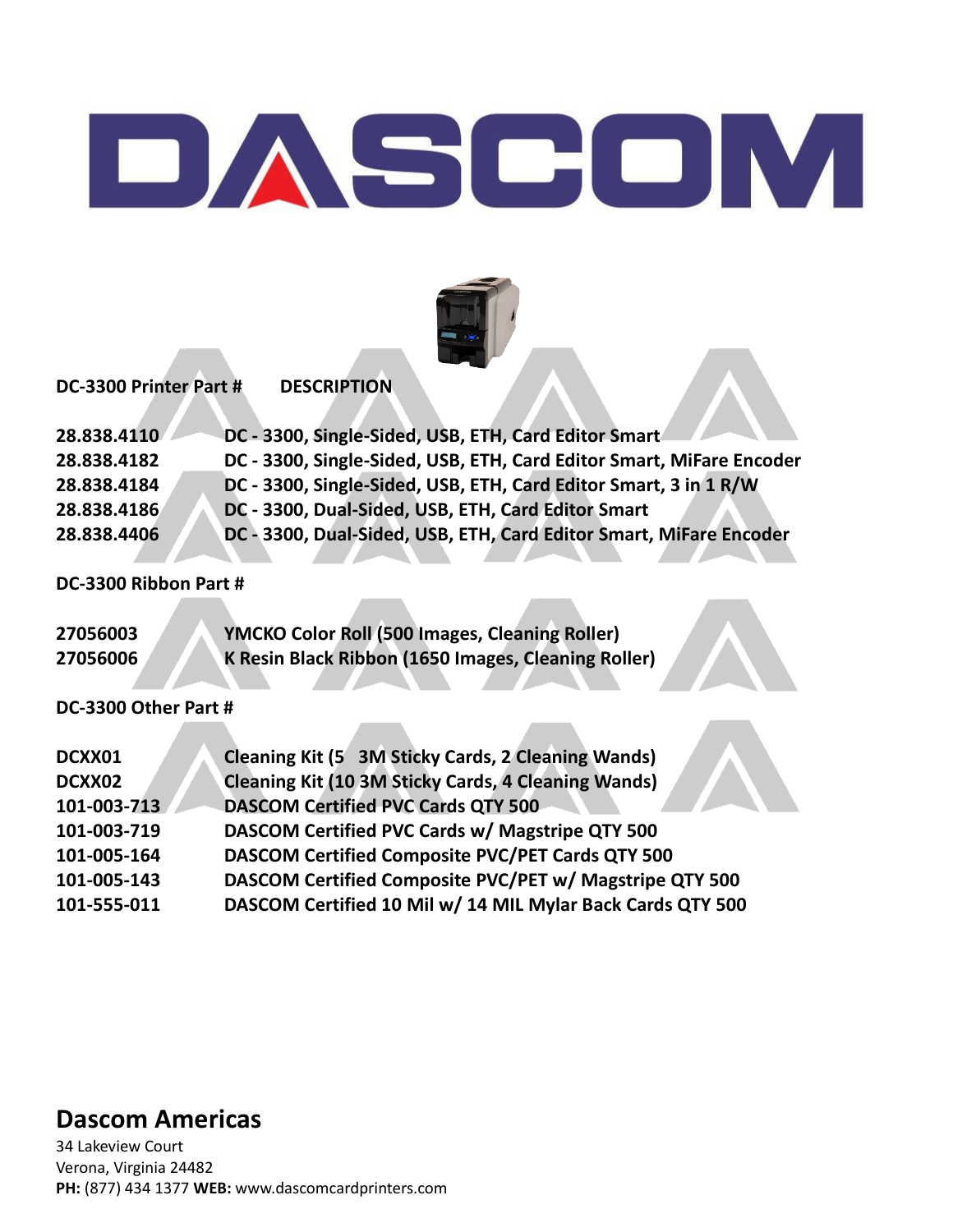# DASCOM

| DC-3300 Printer Part # | DESCRIPTION |
|---|---|
| 28.838.4110 | DC - 3300, Single-Sided, USB, ETH, Card Editor Smart |
| 28.838.4182 | DC - 3300, Single-Sided, USB, ETH, Card Editor Smart, MiFare Encoder |
| 28.838.4184 | DC - 3300, Single-Sided, USB, ETH, Card Editor Smart, 3 in 1 R/W |
| 28.838.4186 | DC - 3300, Dual-Sided, USB, ETH, Card Editor Smart |
| 28.838.4406 | DC - 3300, Dual-Sided, USB, ETH, Card Editor Smart, MiFare Encoder |

**DC-3300 Ribbon Part #**

| | |
|---|---|
| 27056003 | YMCKO Color Roll (500 Images, Cleaning Roller) |
| 27056006 | K Resin Black Ribbon (1650 Images, Cleaning Roller) |

**DC-3300 Other Part #**

| | |
|---|---|
| DCXX01 | Cleaning Kit (5 3M Sticky Cards, 2 Cleaning Wands) |
| DCXX02 | Cleaning Kit (10 3M Sticky Cards, 4 Cleaning Wands) |
| 101-003-713 | DASCOM Certified PVC Cards QTY 500 |
| 101-003-719 | DASCOM Certified PVC Cards w/ Magstripe QTY 500 |
| 101-005-164 | DASCOM Certified Composite PVC/PET Cards QTY 500 |
| 101-005-143 | DASCOM Certified Composite PVC/PET w/ Magstripe QTY 500 |
| 101-555-011 | DASCOM Certified 10 Mil w/ 14 MIL Mylar Back Cards QTY 500 |

## Dascom Americas

34 Lakeview Court
Verona, Virginia 24482
**PH:** (877) 434 1377 **WEB:** www.dascomcardprinters.com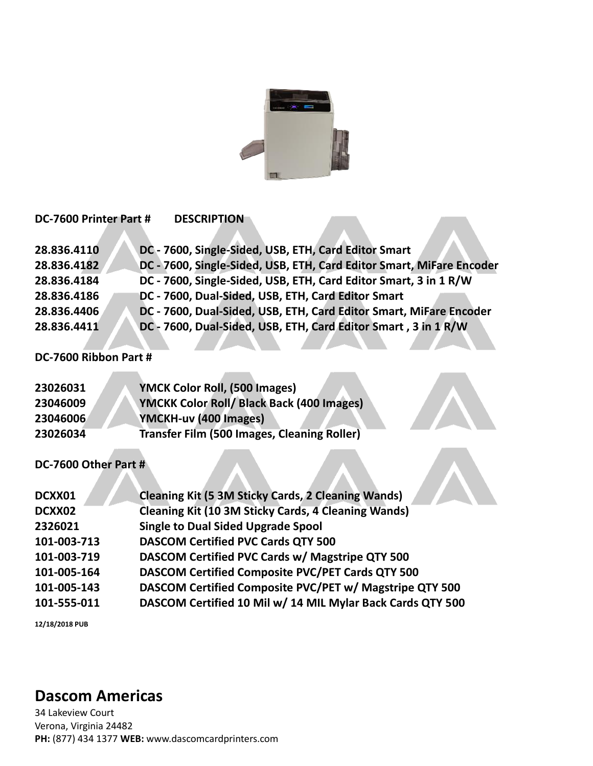| DC-7600 Printer Part # | DESCRIPTION |
| --- | --- |
| 28.836.4110 | DC - 7600, Single-Sided, USB, ETH, Card Editor Smart |
| 28.836.4182 | DC - 7600, Single-Sided, USB, ETH, Card Editor Smart, MiFare Encoder |
| 28.836.4184 | DC - 7600, Single-Sided, USB, ETH, Card Editor Smart, 3 in 1 R/W |
| 28.836.4186 | DC - 7600, Dual-Sided, USB, ETH, Card Editor Smart |
| 28.836.4406 | DC - 7600, Dual-Sided, USB, ETH, Card Editor Smart, MiFare Encoder |
| 28.836.4411 | DC - 7600, Dual-Sided, USB, ETH, Card Editor Smart , 3 in 1 R/W |

**DC-7600 Ribbon Part #**

| | |
| --- | --- |
| 23026031 | YMCK Color Roll, (500 Images) |
| 23046009 | YMCKK Color Roll/ Black Back (400 Images) |
| 23046006 | YMCKH-uv (400 Images) |
| 23026034 | Transfer Film (500 Images, Cleaning Roller) |

**DC-7600 Other Part #**

| | |
| --- | --- |
| DCXX01 | Cleaning Kit (5 3M Sticky Cards, 2 Cleaning Wands) |
| DCXX02 | Cleaning Kit (10 3M Sticky Cards, 4 Cleaning Wands) |
| 2326021 | Single to Dual Sided Upgrade Spool |
| 101-003-713 | DASCOM Certified PVC Cards QTY 500 |
| 101-003-719 | DASCOM Certified PVC Cards w/ Magstripe QTY 500 |
| 101-005-164 | DASCOM Certified Composite PVC/PET Cards QTY 500 |
| 101-005-143 | DASCOM Certified Composite PVC/PET w/ Magstripe QTY 500 |
| 101-555-011 | DASCOM Certified 10 Mil w/ 14 MIL Mylar Back Cards QTY 500 |

**12/18/2018 PUB**

## Dascom Americas

34 Lakeview Court
Verona, Virginia 24482
**PH:** (877) 434 1377 **WEB:** www.dascomcardprinters.com